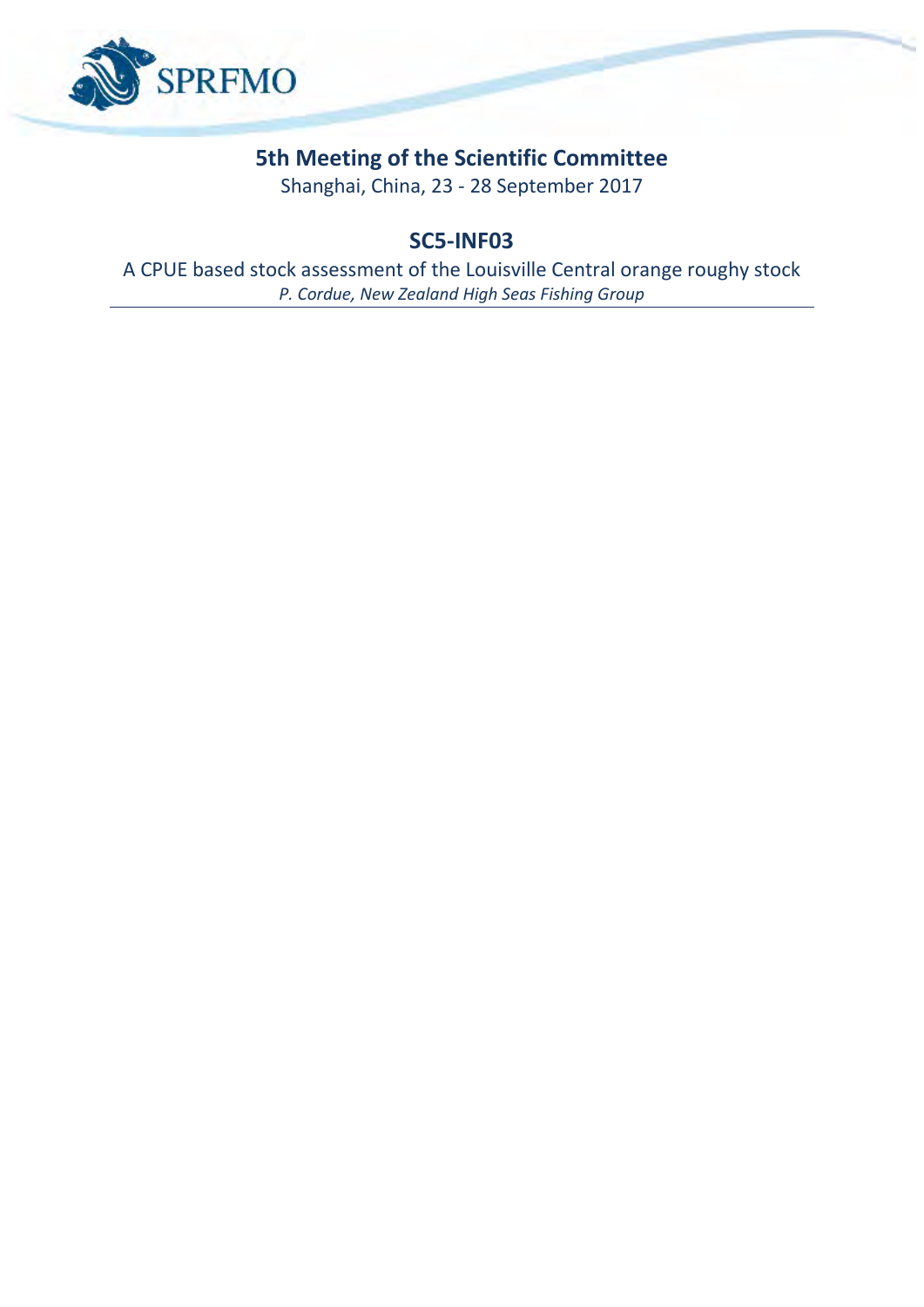# 5th Meeting of the Scientific Committee

Shanghai, China, 23 - 28 September 2017

## SC5-INF03

A CPUE based stock assessment of the Louisville Central orange roughy stock

*P. Cordue, New Zealand High Seas Fishing Group*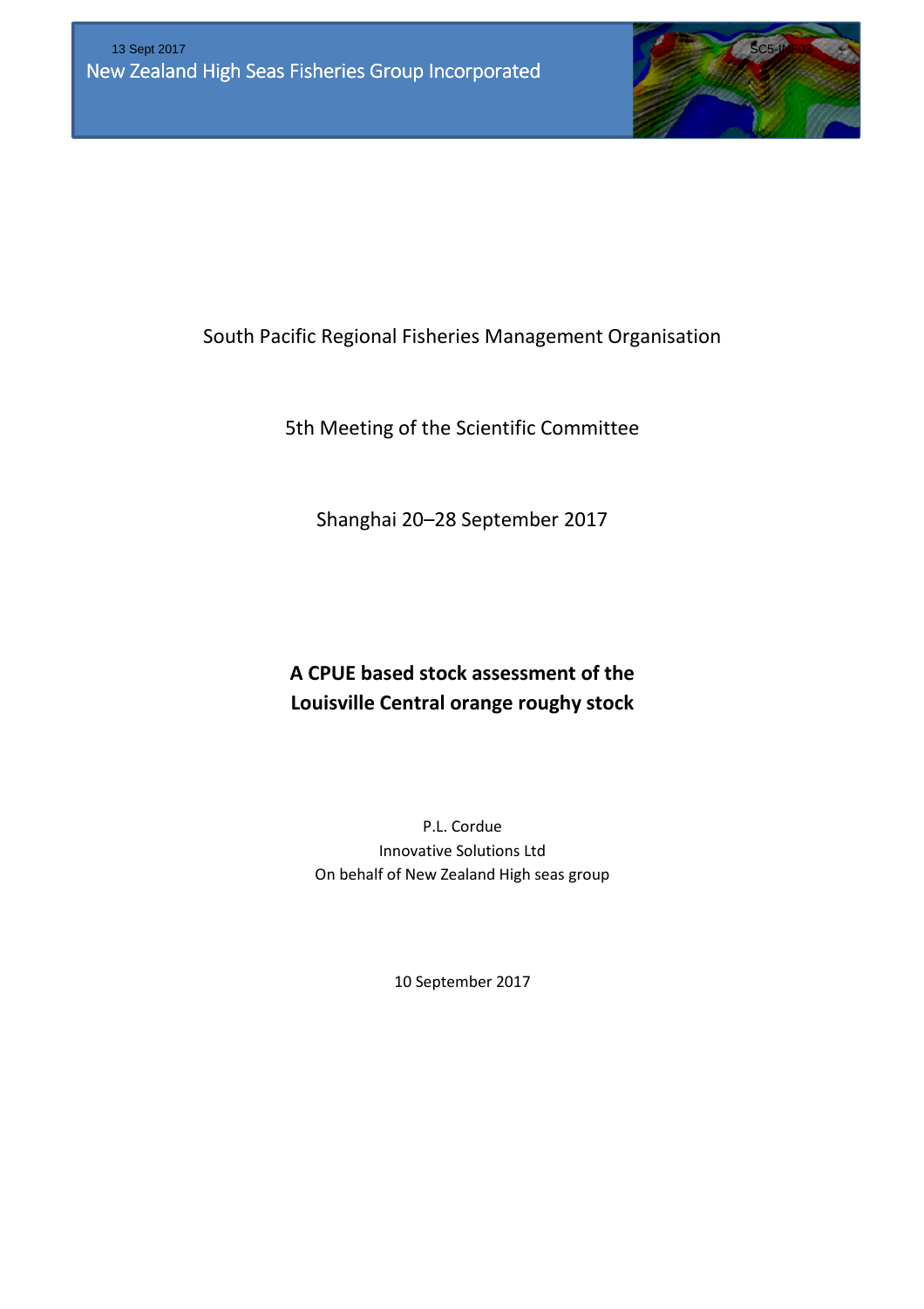13 Sept 2017

New Zealand High Seas Fisheries Group Incorporated

SC5-INF03

South Pacific Regional Fisheries Management Organisation

5th Meeting of the Scientific Committee

Shanghai 20–28 September 2017

**A CPUE based stock assessment of the Louisville Central orange roughy stock**

P.L. Cordue

Innovative Solutions Ltd

On behalf of New Zealand High seas group

10 September 2017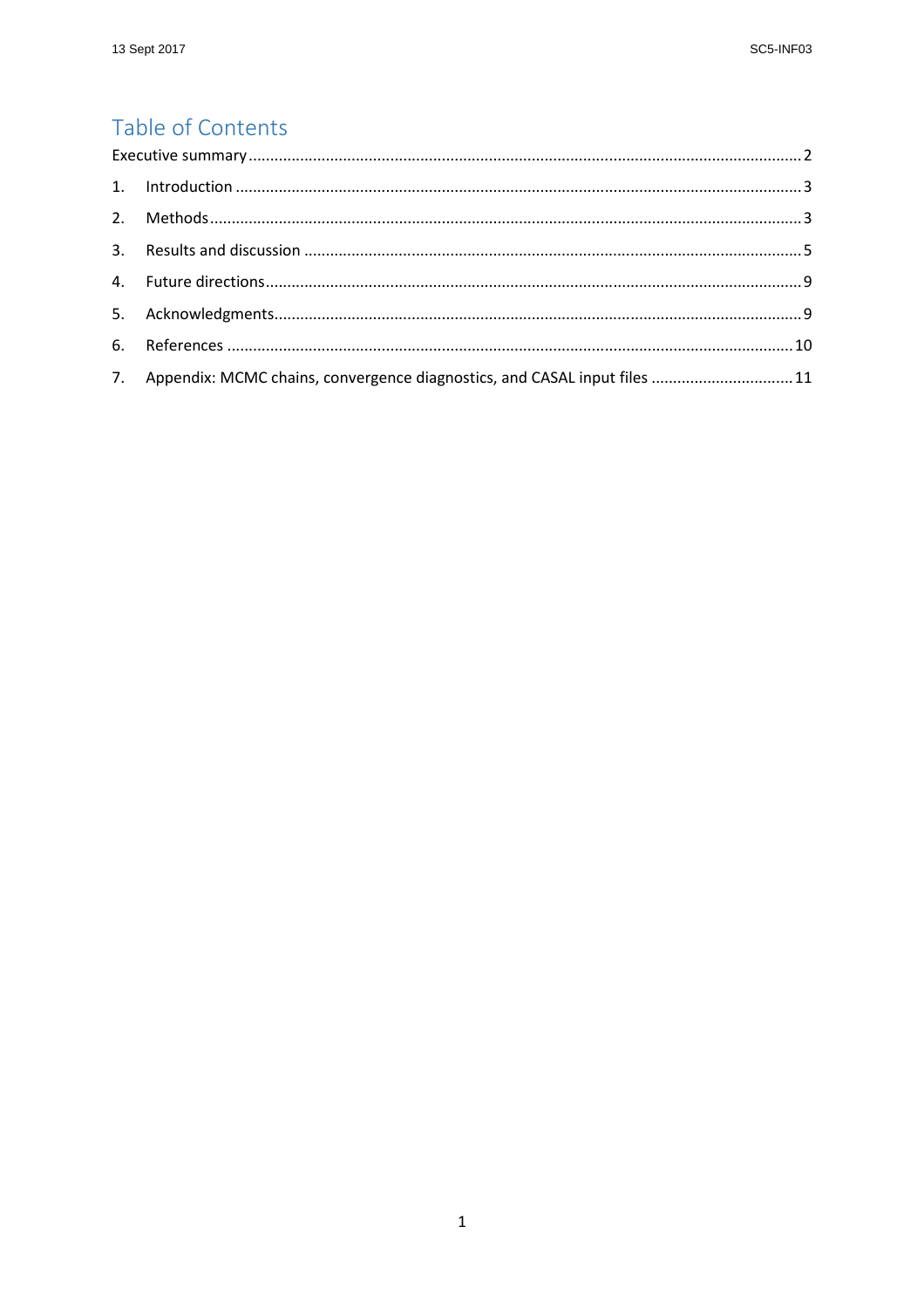# Table of Contents

Executive summary ........................................................................................................................ 2

1. Introduction ........................................................................................................................ 3
2. Methods ........................................................................................................................ 3
3. Results and discussion ........................................................................................................................ 5
4. Future directions ........................................................................................................................ 9
5. Acknowledgments ........................................................................................................................ 9
6. References ........................................................................................................................ 10
7. Appendix: MCMC chains, convergence diagnostics, and CASAL input files ................................ 11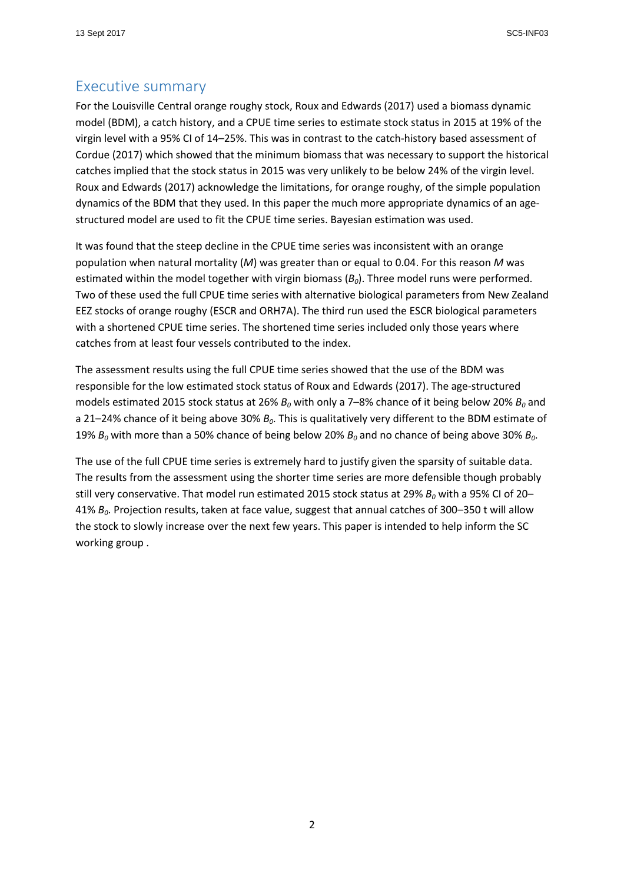## Executive summary

For the Louisville Central orange roughy stock, Roux and Edwards (2017) used a biomass dynamic model (BDM), a catch history, and a CPUE time series to estimate stock status in 2015 at 19% of the virgin level with a 95% CI of 14–25%. This was in contrast to the catch-history based assessment of Cordue (2017) which showed that the minimum biomass that was necessary to support the historical catches implied that the stock status in 2015 was very unlikely to be below 24% of the virgin level. Roux and Edwards (2017) acknowledge the limitations, for orange roughy, of the simple population dynamics of the BDM that they used. In this paper the much more appropriate dynamics of an age-structured model are used to fit the CPUE time series. Bayesian estimation was used.

It was found that the steep decline in the CPUE time series was inconsistent with an orange population when natural mortality ($M$) was greater than or equal to 0.04. For this reason $M$ was estimated within the model together with virgin biomass ($B_0$). Three model runs were performed. Two of these used the full CPUE time series with alternative biological parameters from New Zealand EEZ stocks of orange roughy (ESCR and ORH7A). The third run used the ESCR biological parameters with a shortened CPUE time series. The shortened time series included only those years where catches from at least four vessels contributed to the index.

The assessment results using the full CPUE time series showed that the use of the BDM was responsible for the low estimated stock status of Roux and Edwards (2017). The age-structured models estimated 2015 stock status at 26% $B_0$ with only a 7–8% chance of it being below 20% $B_0$ and a 21–24% chance of it being above 30% $B_0$. This is qualitatively very different to the BDM estimate of 19% $B_0$ with more than a 50% chance of being below 20% $B_0$ and no chance of being above 30% $B_0$.

The use of the full CPUE time series is extremely hard to justify given the sparsity of suitable data. The results from the assessment using the shorter time series are more defensible though probably still very conservative. That model run estimated 2015 stock status at 29% $B_0$ with a 95% CI of 20–41% $B_0$. Projection results, taken at face value, suggest that annual catches of 300–350 t will allow the stock to slowly increase over the next few years. This paper is intended to help inform the SC working group .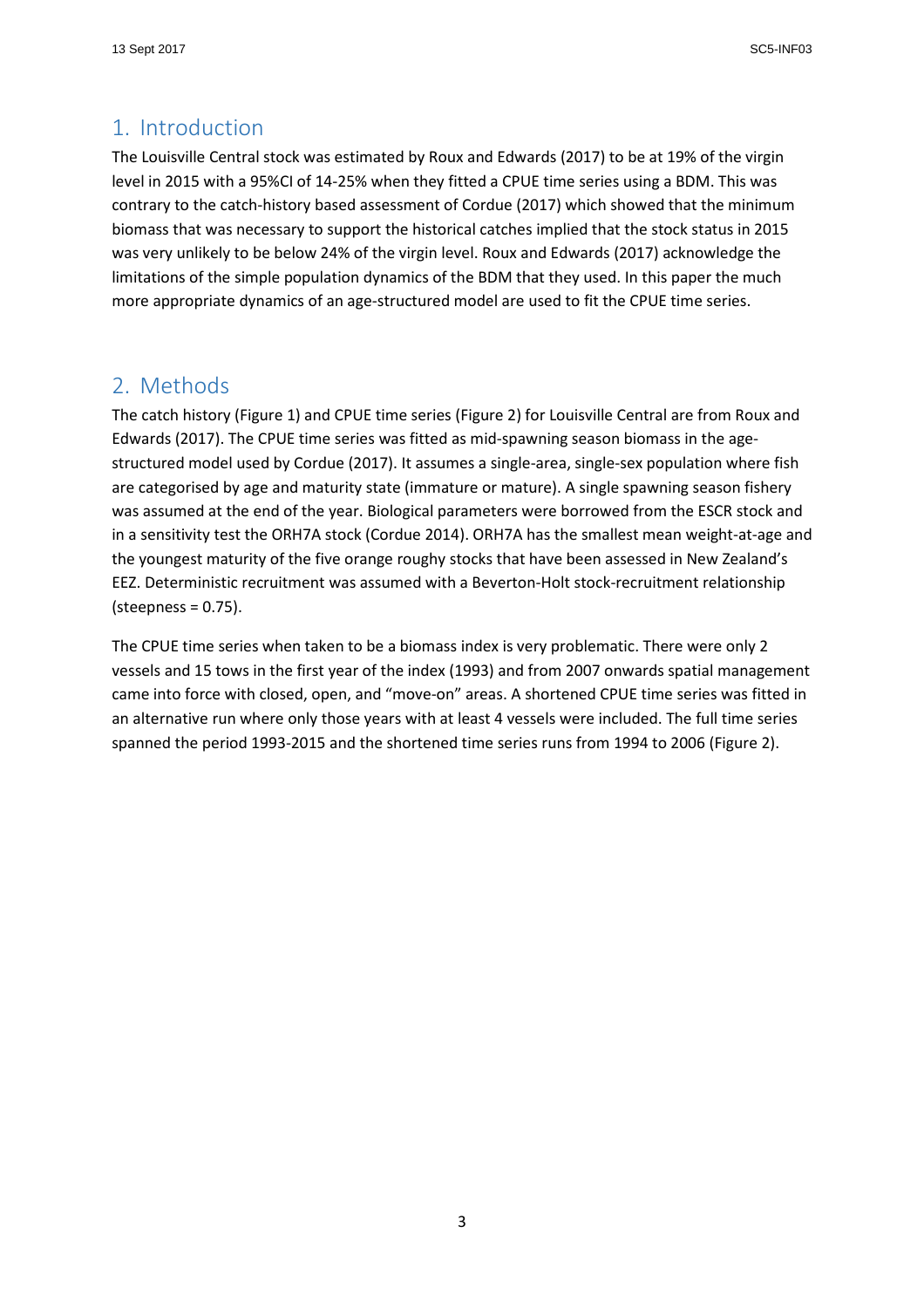## 1. Introduction

The Louisville Central stock was estimated by Roux and Edwards (2017) to be at 19% of the virgin level in 2015 with a 95%CI of 14-25% when they fitted a CPUE time series using a BDM. This was contrary to the catch-history based assessment of Cordue (2017) which showed that the minimum biomass that was necessary to support the historical catches implied that the stock status in 2015 was very unlikely to be below 24% of the virgin level. Roux and Edwards (2017) acknowledge the limitations of the simple population dynamics of the BDM that they used. In this paper the much more appropriate dynamics of an age-structured model are used to fit the CPUE time series.

## 2. Methods

The catch history (Figure 1) and CPUE time series (Figure 2) for Louisville Central are from Roux and Edwards (2017). The CPUE time series was fitted as mid-spawning season biomass in the age-structured model used by Cordue (2017). It assumes a single-area, single-sex population where fish are categorised by age and maturity state (immature or mature). A single spawning season fishery was assumed at the end of the year. Biological parameters were borrowed from the ESCR stock and in a sensitivity test the ORH7A stock (Cordue 2014). ORH7A has the smallest mean weight-at-age and the youngest maturity of the five orange roughy stocks that have been assessed in New Zealand's EEZ. Deterministic recruitment was assumed with a Beverton-Holt stock-recruitment relationship (steepness = 0.75).

The CPUE time series when taken to be a biomass index is very problematic. There were only 2 vessels and 15 tows in the first year of the index (1993) and from 2007 onwards spatial management came into force with closed, open, and "move-on" areas. A shortened CPUE time series was fitted in an alternative run where only those years with at least 4 vessels were included. The full time series spanned the period 1993-2015 and the shortened time series runs from 1994 to 2006 (Figure 2).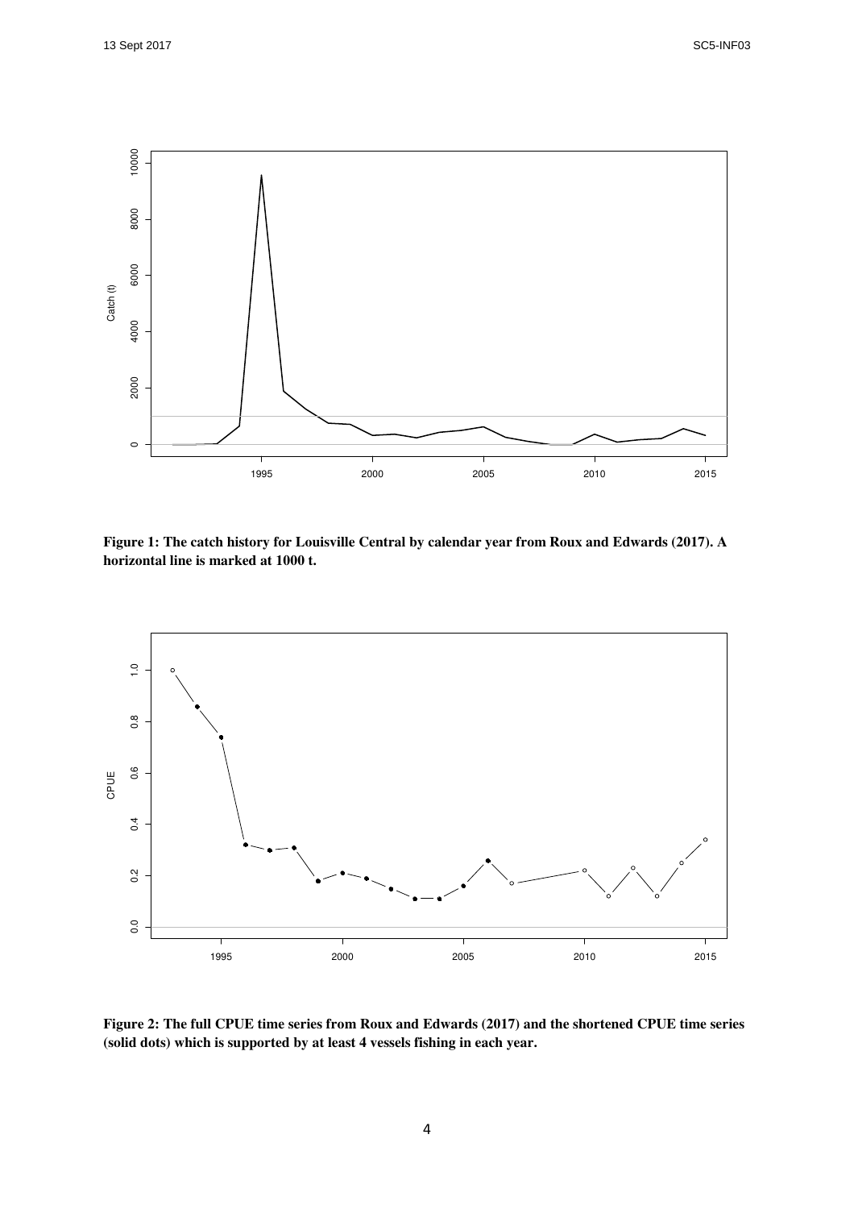**Figure 1: The catch history for Louisville Central by calendar year from Roux and Edwards (2017). A horizontal line is marked at 1000 t.**

**Figure 2: The full CPUE time series from Roux and Edwards (2017) and the shortened CPUE time series (solid dots) which is supported by at least 4 vessels fishing in each year.**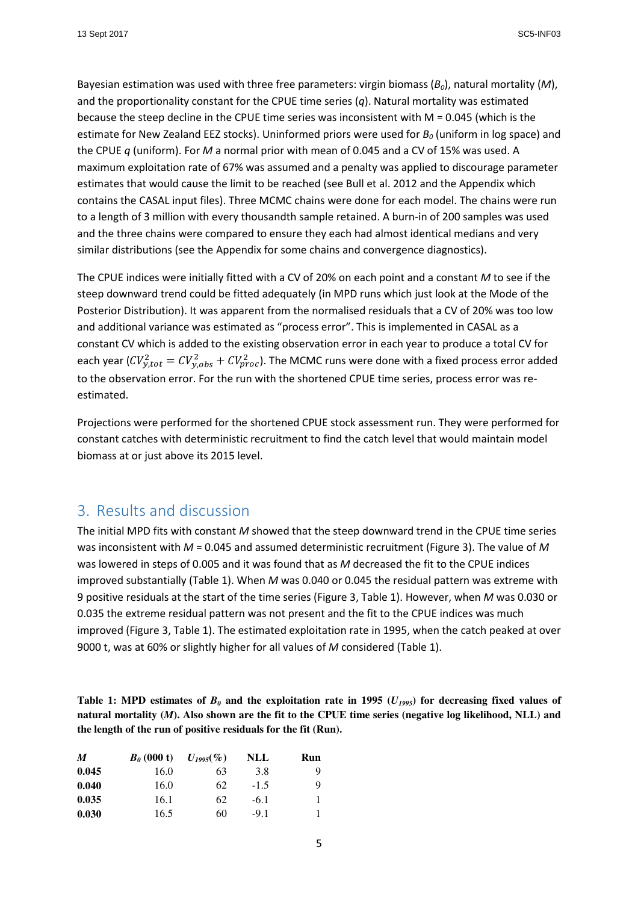Bayesian estimation was used with three free parameters: virgin biomass ($B_0$), natural mortality ($M$), and the proportionality constant for the CPUE time series ($q$). Natural mortality was estimated because the steep decline in the CPUE time series was inconsistent with M = 0.045 (which is the estimate for New Zealand EEZ stocks). Uninformed priors were used for $B_0$ (uniform in log space) and the CPUE $q$ (uniform). For $M$ a normal prior with mean of 0.045 and a CV of 15% was used. A maximum exploitation rate of 67% was assumed and a penalty was applied to discourage parameter estimates that would cause the limit to be reached (see Bull et al. 2012 and the Appendix which contains the CASAL input files). Three MCMC chains were done for each model. The chains were run to a length of 3 million with every thousandth sample retained. A burn-in of 200 samples was used and the three chains were compared to ensure they each had almost identical medians and very similar distributions (see the Appendix for some chains and convergence diagnostics).

The CPUE indices were initially fitted with a CV of 20% on each point and a constant $M$ to see if the steep downward trend could be fitted adequately (in MPD runs which just look at the Mode of the Posterior Distribution). It was apparent from the normalised residuals that a CV of 20% was too low and additional variance was estimated as "process error". This is implemented in CASAL as a constant CV which is added to the existing observation error in each year to produce a total CV for each year ($CV_{y,tot}^2 = CV_{y,obs}^2 + CV_{proc}^2$). The MCMC runs were done with a fixed process error added to the observation error. For the run with the shortened CPUE time series, process error was re-estimated.

Projections were performed for the shortened CPUE stock assessment run. They were performed for constant catches with deterministic recruitment to find the catch level that would maintain model biomass at or just above its 2015 level.

## 3. Results and discussion

The initial MPD fits with constant $M$ showed that the steep downward trend in the CPUE time series was inconsistent with $M$ = 0.045 and assumed deterministic recruitment (Figure 3). The value of $M$ was lowered in steps of 0.005 and it was found that as $M$ decreased the fit to the CPUE indices improved substantially (Table 1). When $M$ was 0.040 or 0.045 the residual pattern was extreme with 9 positive residuals at the start of the time series (Figure 3, Table 1). However, when $M$ was 0.030 or 0.035 the extreme residual pattern was not present and the fit to the CPUE indices was much improved (Figure 3, Table 1). The estimated exploitation rate in 1995, when the catch peaked at over 9000 t, was at 60% or slightly higher for all values of $M$ considered (Table 1).

**Table 1: MPD estimates of $B_0$ and the exploitation rate in 1995 ($U_{1995}$) for decreasing fixed values of natural mortality ($M$). Also shown are the fit to the CPUE time series (negative log likelihood, NLL) and the length of the run of positive residuals for the fit (Run).**

| $M$ | $B_0$ (000 t) | $U_{1995}$(%) | NLL | Run |
|---|---|---|---|---|
| **0.045** | 16.0 | 63 | 3.8 | 9 |
| **0.040** | 16.0 | 62 | -1.5 | 9 |
| **0.035** | 16.1 | 62 | -6.1 | 1 |
| **0.030** | 16.5 | 60 | -9.1 | 1 |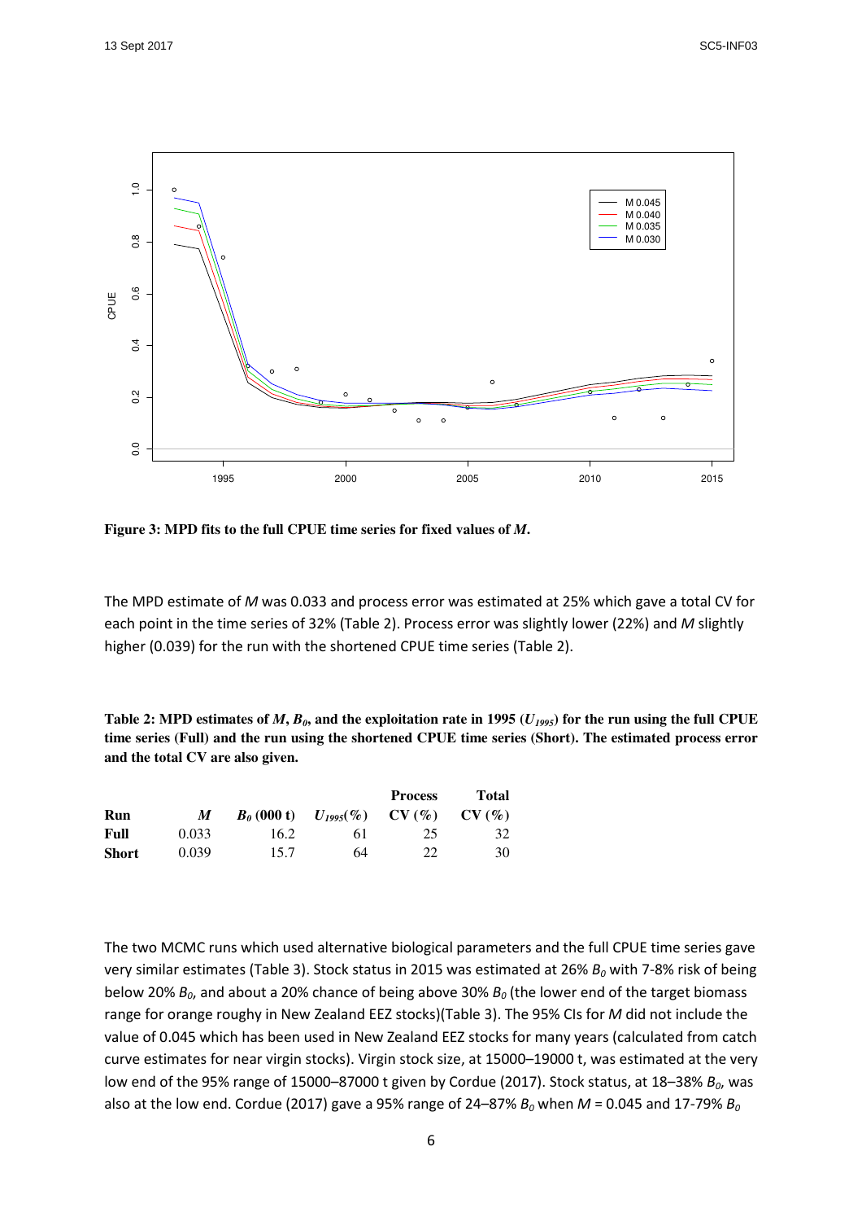**Figure 3: MPD fits to the full CPUE time series for fixed values of *M*.**

The MPD estimate of *M* was 0.033 and process error was estimated at 25% which gave a total CV for each point in the time series of 32% (Table 2). Process error was slightly lower (22%) and *M* slightly higher (0.039) for the run with the shortened CPUE time series (Table 2).

**Table 2: MPD estimates of $M$, $B_0$, and the exploitation rate in 1995 ($U_{1995}$) for the run using the full CPUE time series (Full) and the run using the shortened CPUE time series (Short). The estimated process error and the total CV are also given.**

| Run | $M$ | $B_0$ (000 t) | $U_{1995}$(%) | Process CV (%) | Total CV (%) |
|---|---|---|---|---|---|
| **Full** | 0.033 | 16.2 | 61 | 25 | 32 |
| **Short** | 0.039 | 15.7 | 64 | 22 | 30 |

The two MCMC runs which used alternative biological parameters and the full CPUE time series gave very similar estimates (Table 3). Stock status in 2015 was estimated at 26% $B_0$ with 7-8% risk of being below 20% $B_0$, and about a 20% chance of being above 30% $B_0$ (the lower end of the target biomass range for orange roughy in New Zealand EEZ stocks)(Table 3). The 95% CIs for *M* did not include the value of 0.045 which has been used in New Zealand EEZ stocks for many years (calculated from catch curve estimates for near virgin stocks). Virgin stock size, at 15000–19000 t, was estimated at the very low end of the 95% range of 15000–87000 t given by Cordue (2017). Stock status, at 18–38% $B_0$, was also at the low end. Cordue (2017) gave a 95% range of 24–87% $B_0$ when $M$ = 0.045 and 17-79% $B_0$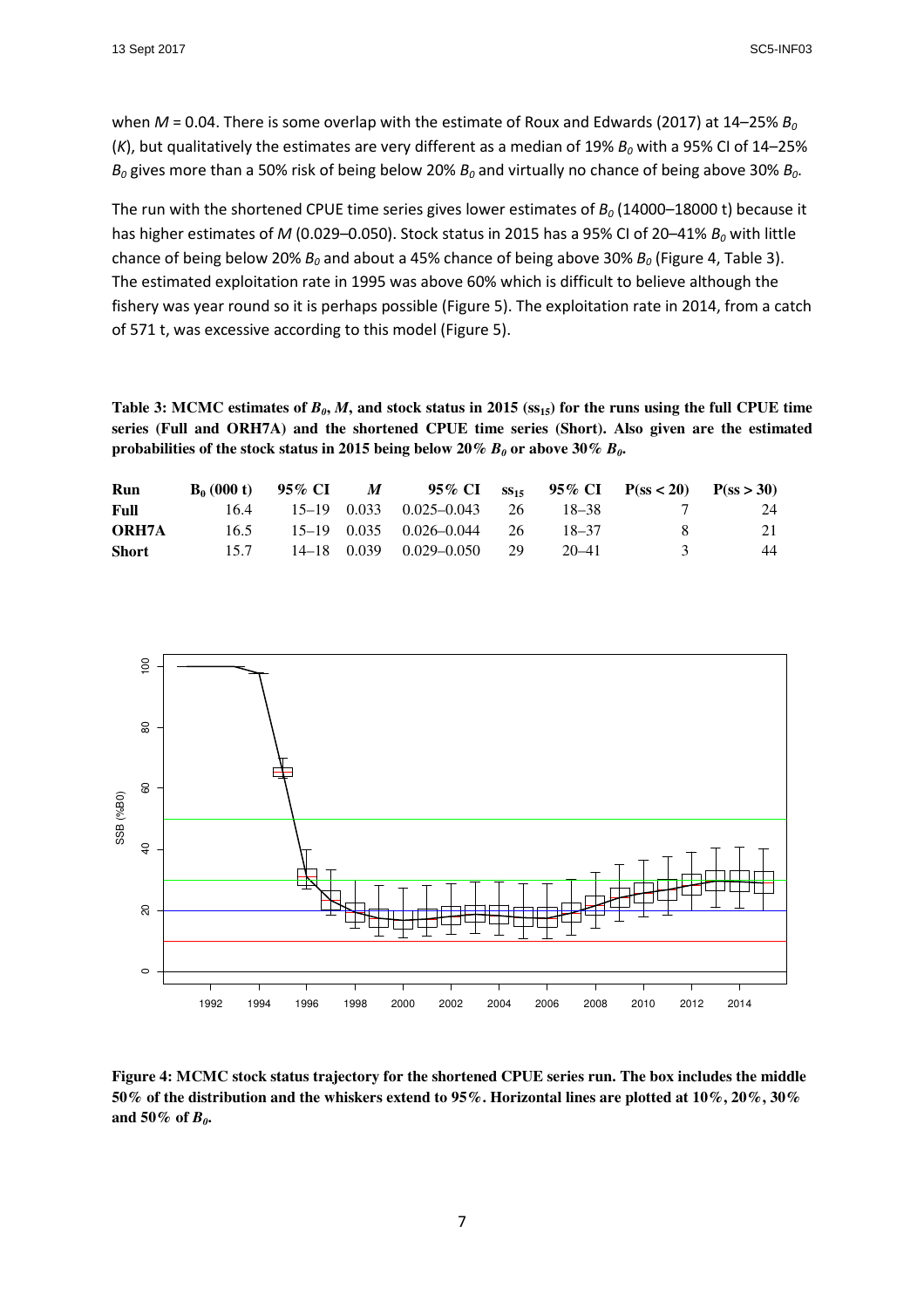when $M$ = 0.04. There is some overlap with the estimate of Roux and Edwards (2017) at 14–25% $B_0$ ($K$), but qualitatively the estimates are very different as a median of 19% $B_0$ with a 95% CI of 14–25% $B_0$ gives more than a 50% risk of being below 20% $B_0$ and virtually no chance of being above 30% $B_0$.

The run with the shortened CPUE time series gives lower estimates of $B_0$ (14000–18000 t) because it has higher estimates of $M$ (0.029–0.050). Stock status in 2015 has a 95% CI of 20–41% $B_0$ with little chance of being below 20% $B_0$ and about a 45% chance of being above 30% $B_0$ (Figure 4, Table 3). The estimated exploitation rate in 1995 was above 60% which is difficult to believe although the fishery was year round so it is perhaps possible (Figure 5). The exploitation rate in 2014, from a catch of 571 t, was excessive according to this model (Figure 5).

**Table 3: MCMC estimates of $B_0$, $M$, and stock status in 2015 ($ss_{15}$) for the runs using the full CPUE time series (Full and ORH7A) and the shortened CPUE time series (Short). Also given are the estimated probabilities of the stock status in 2015 being below 20% $B_0$ or above 30% $B_0$.**

| Run | $B_0$ (000 t) | 95% CI | $M$ | 95% CI | $ss_{15}$ | 95% CI | P(ss < 20) | P(ss > 30) |
|---|---|---|---|---|---|---|---|---|
| **Full** | 16.4 | 15–19 | 0.033 | 0.025–0.043 | 26 | 18–38 | 7 | 24 |
| **ORH7A** | 16.5 | 15–19 | 0.035 | 0.026–0.044 | 26 | 18–37 | 8 | 21 |
| **Short** | 15.7 | 14–18 | 0.039 | 0.029–0.050 | 29 | 20–41 | 3 | 44 |

**Figure 4: MCMC stock status trajectory for the shortened CPUE series run. The box includes the middle 50% of the distribution and the whiskers extend to 95%. Horizontal lines are plotted at 10%, 20%, 30% and 50% of $B_0$.**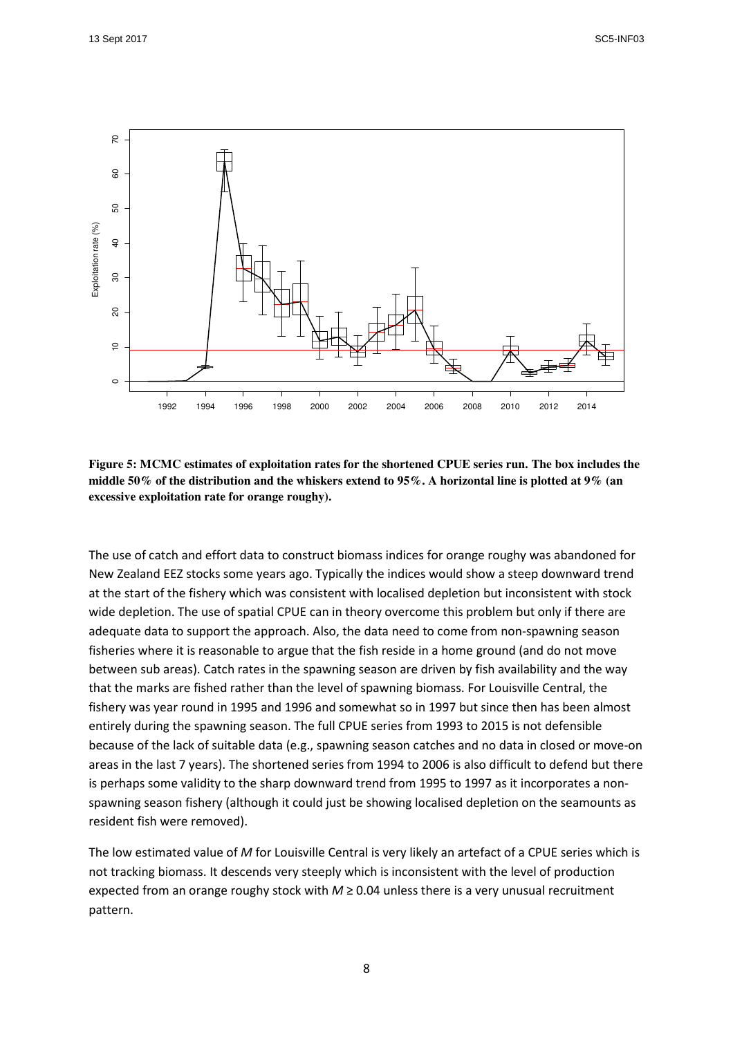**Figure 5: MCMC estimates of exploitation rates for the shortened CPUE series run. The box includes the middle 50% of the distribution and the whiskers extend to 95%. A horizontal line is plotted at 9% (an excessive exploitation rate for orange roughy).**

The use of catch and effort data to construct biomass indices for orange roughy was abandoned for New Zealand EEZ stocks some years ago. Typically the indices would show a steep downward trend at the start of the fishery which was consistent with localised depletion but inconsistent with stock wide depletion. The use of spatial CPUE can in theory overcome this problem but only if there are adequate data to support the approach. Also, the data need to come from non-spawning season fisheries where it is reasonable to argue that the fish reside in a home ground (and do not move between sub areas). Catch rates in the spawning season are driven by fish availability and the way that the marks are fished rather than the level of spawning biomass. For Louisville Central, the fishery was year round in 1995 and 1996 and somewhat so in 1997 but since then has been almost entirely during the spawning season. The full CPUE series from 1993 to 2015 is not defensible because of the lack of suitable data (e.g., spawning season catches and no data in closed or move-on areas in the last 7 years). The shortened series from 1994 to 2006 is also difficult to defend but there is perhaps some validity to the sharp downward trend from 1995 to 1997 as it incorporates a non-spawning season fishery (although it could just be showing localised depletion on the seamounts as resident fish were removed).

The low estimated value of $M$ for Louisville Central is very likely an artefact of a CPUE series which is not tracking biomass. It descends very steeply which is inconsistent with the level of production expected from an orange roughy stock with $M \geq 0.04$ unless there is a very unusual recruitment pattern.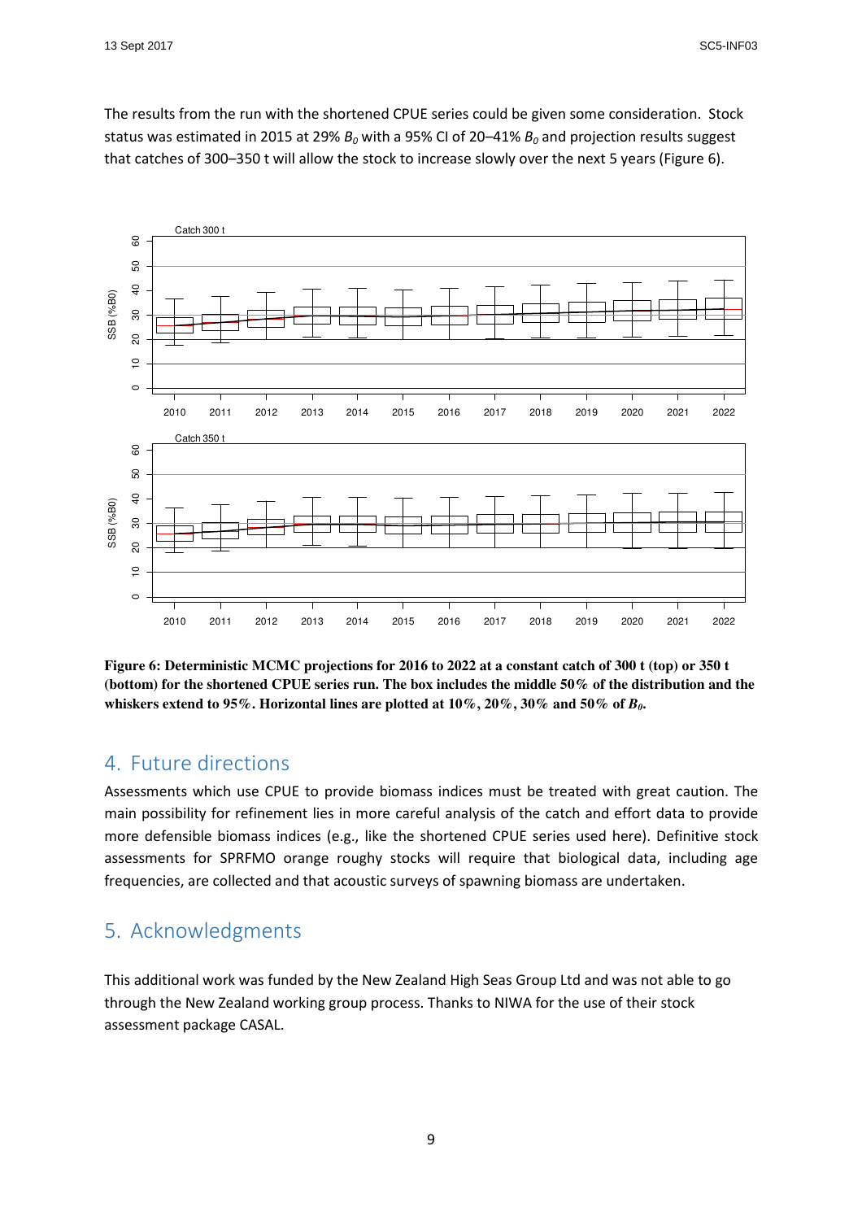The results from the run with the shortened CPUE series could be given some consideration. Stock status was estimated in 2015 at 29% $B_0$ with a 95% CI of 20–41% $B_0$ and projection results suggest that catches of 300–350 t will allow the stock to increase slowly over the next 5 years (Figure 6).

**Figure 6: Deterministic MCMC projections for 2016 to 2022 at a constant catch of 300 t (top) or 350 t (bottom) for the shortened CPUE series run. The box includes the middle 50% of the distribution and the whiskers extend to 95%. Horizontal lines are plotted at 10%, 20%, 30% and 50% of $B_0$.**

## 4. Future directions

Assessments which use CPUE to provide biomass indices must be treated with great caution. The main possibility for refinement lies in more careful analysis of the catch and effort data to provide more defensible biomass indices (e.g., like the shortened CPUE series used here). Definitive stock assessments for SPRFMO orange roughy stocks will require that biological data, including age frequencies, are collected and that acoustic surveys of spawning biomass are undertaken.

## 5. Acknowledgments

This additional work was funded by the New Zealand High Seas Group Ltd and was not able to go through the New Zealand working group process. Thanks to NIWA for the use of their stock assessment package CASAL.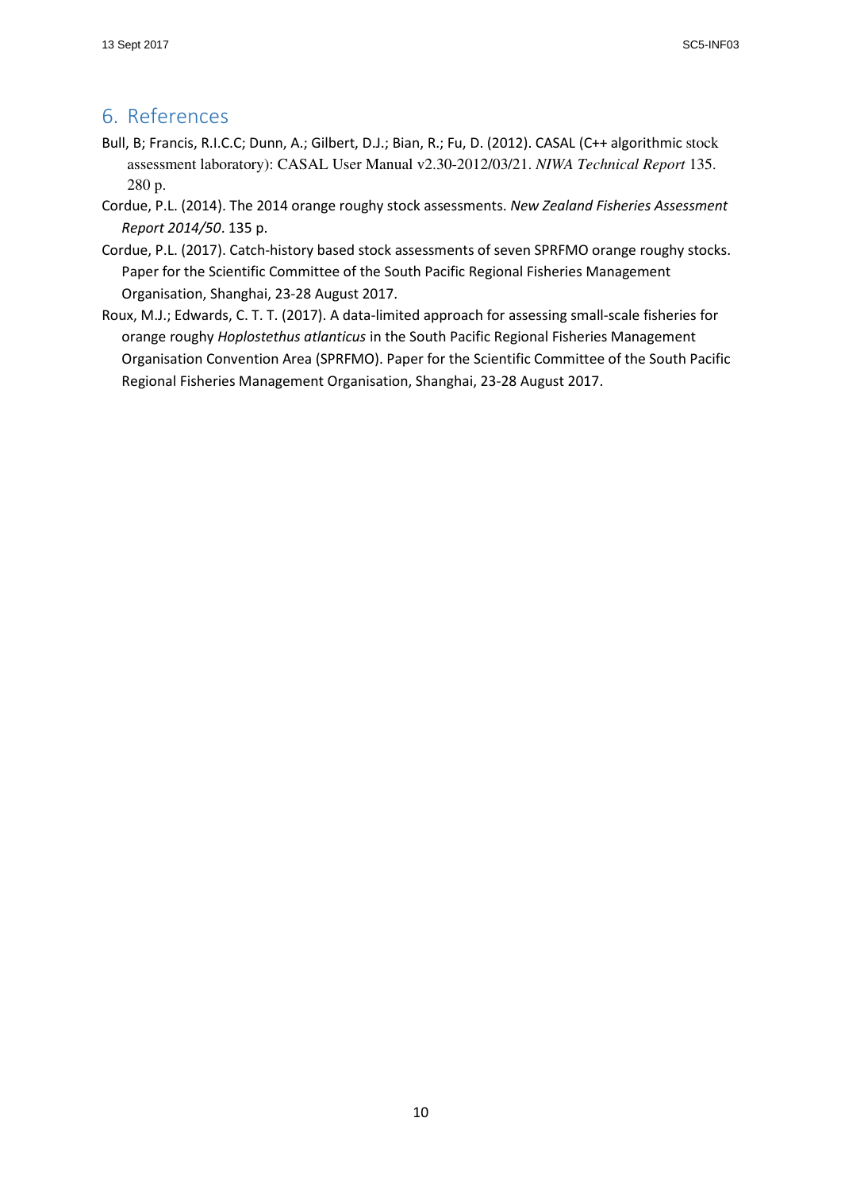## 6. References

Bull, B; Francis, R.I.C.C; Dunn, A.; Gilbert, D.J.; Bian, R.; Fu, D. (2012). CASAL (C++ algorithmic stock assessment laboratory): CASAL User Manual v2.30-2012/03/21. *NIWA Technical Report* 135. 280 p.

Cordue, P.L. (2014). The 2014 orange roughy stock assessments. *New Zealand Fisheries Assessment Report 2014/50*. 135 p.

Cordue, P.L. (2017). Catch-history based stock assessments of seven SPRFMO orange roughy stocks. Paper for the Scientific Committee of the South Pacific Regional Fisheries Management Organisation, Shanghai, 23-28 August 2017.

Roux, M.J.; Edwards, C. T. T. (2017). A data-limited approach for assessing small-scale fisheries for orange roughy *Hoplostethus atlanticus* in the South Pacific Regional Fisheries Management Organisation Convention Area (SPRFMO). Paper for the Scientific Committee of the South Pacific Regional Fisheries Management Organisation, Shanghai, 23-28 August 2017.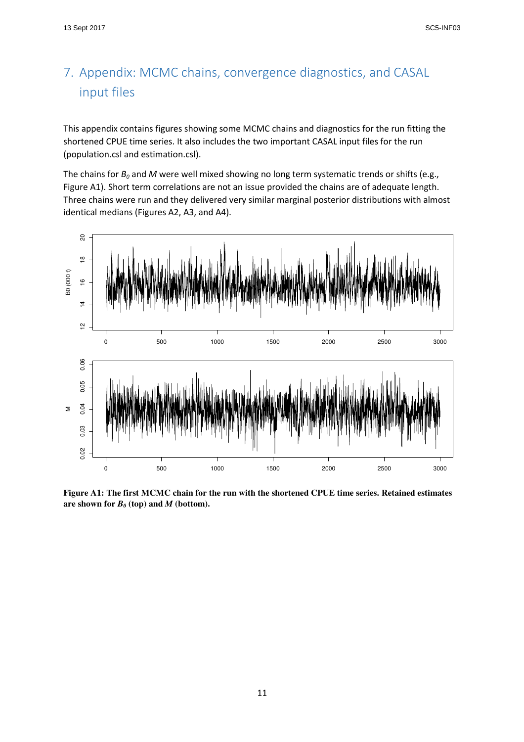# 7. Appendix: MCMC chains, convergence diagnostics, and CASAL input files

This appendix contains figures showing some MCMC chains and diagnostics for the run fitting the shortened CPUE time series. It also includes the two important CASAL input files for the run (population.csl and estimation.csl).

The chains for $B_0$ and $M$ were well mixed showing no long term systematic trends or shifts (e.g., Figure A1). Short term correlations are not an issue provided the chains are of adequate length. Three chains were run and they delivered very similar marginal posterior distributions with almost identical medians (Figures A2, A3, and A4).

**Figure A1: The first MCMC chain for the run with the shortened CPUE time series. Retained estimates are shown for $B_0$ (top) and $M$ (bottom).**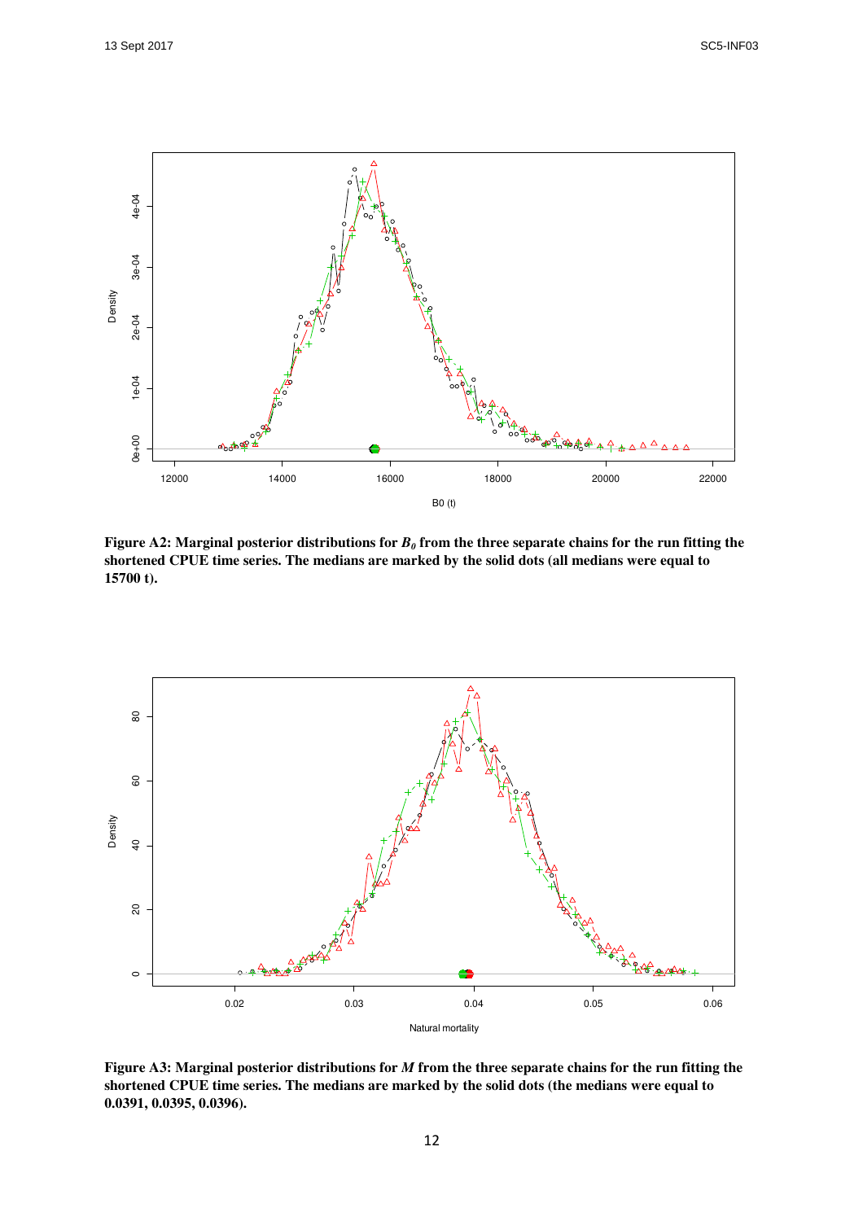**Figure A2: Marginal posterior distributions for $B_0$ from the three separate chains for the run fitting the shortened CPUE time series. The medians are marked by the solid dots (all medians were equal to 15700 t).**

**Figure A3: Marginal posterior distributions for *M* from the three separate chains for the run fitting the shortened CPUE time series. The medians are marked by the solid dots (the medians were equal to 0.0391, 0.0395, 0.0396).**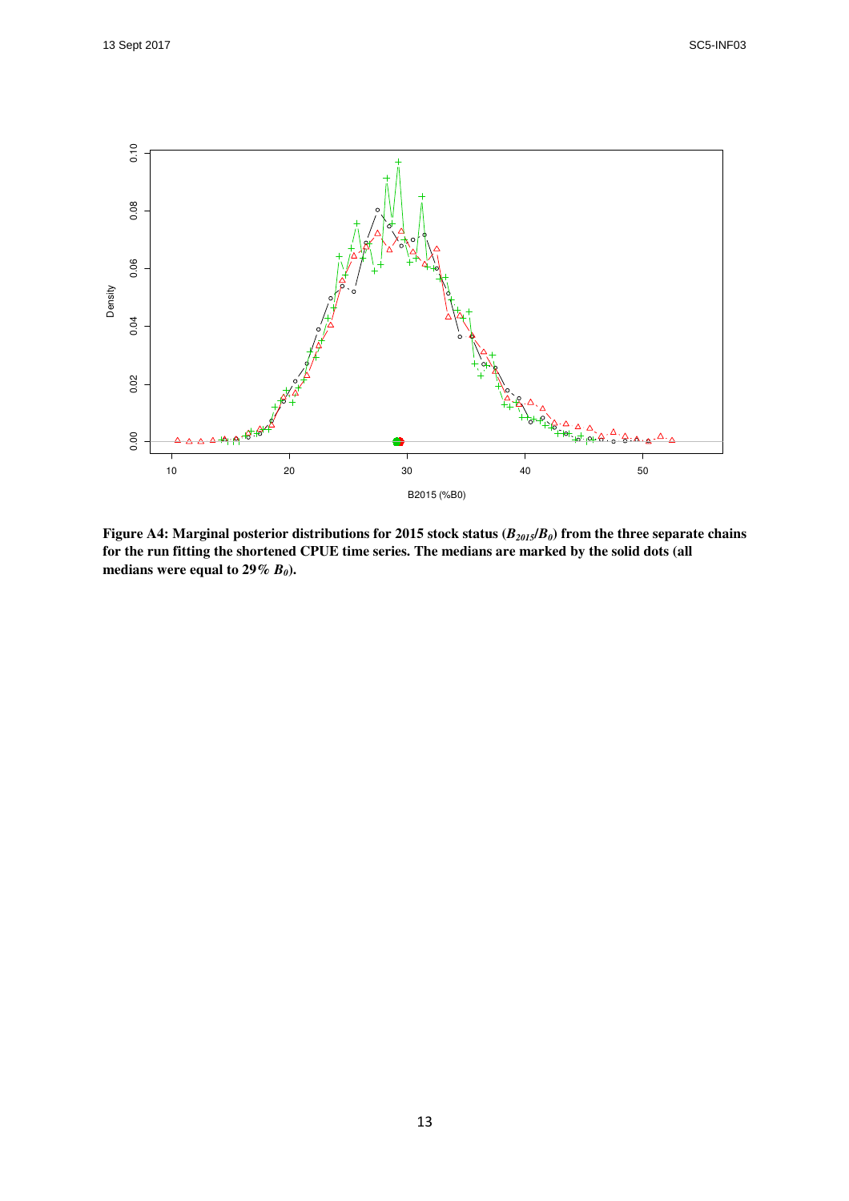**Figure A4: Marginal posterior distributions for 2015 stock status ($B_{2015}/B_0$) from the three separate chains for the run fitting the shortened CPUE time series. The medians are marked by the solid dots (all medians were equal to 29% $B_0$).**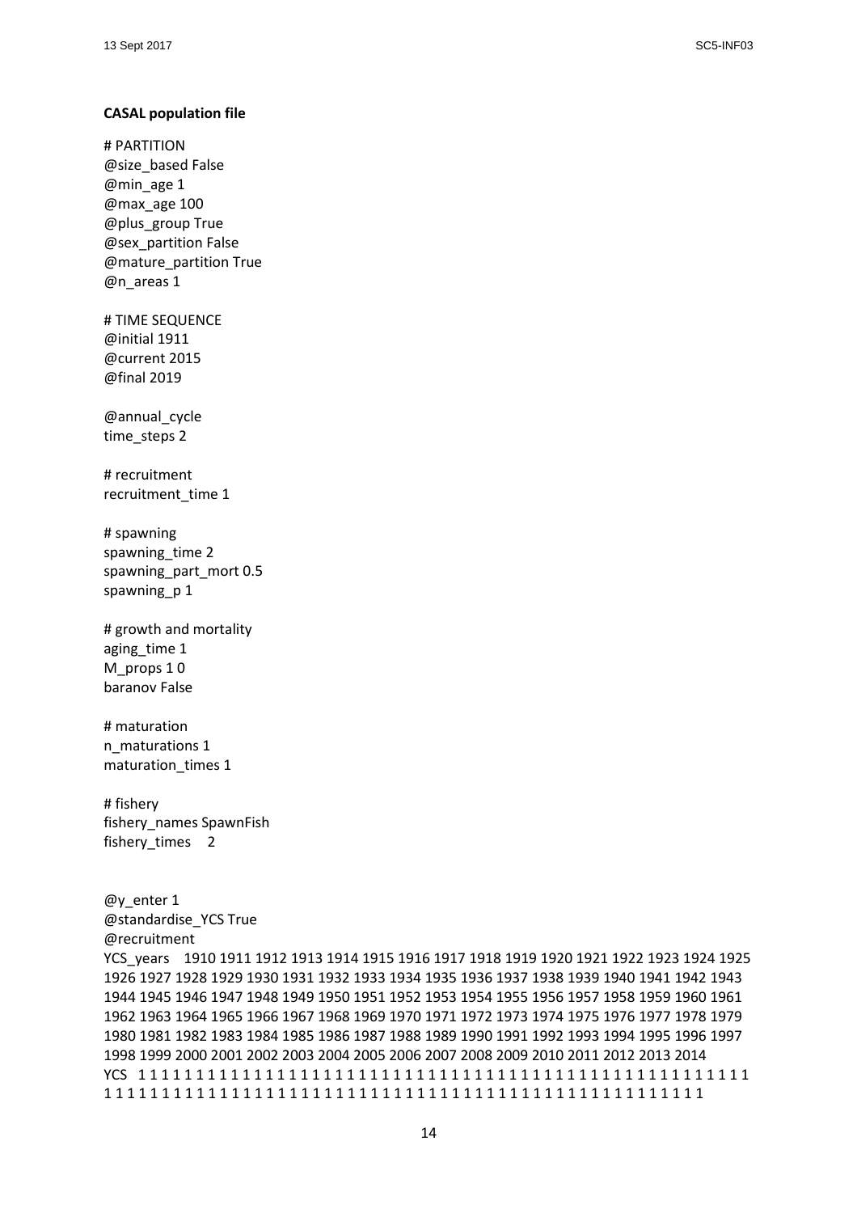**CASAL population file**

```
# PARTITION
@size_based False
@min_age 1
@max_age 100
@plus_group True
@sex_partition False
@mature_partition True
@n_areas 1

# TIME SEQUENCE
@initial 1911
@current 2015
@final 2019

@annual_cycle
time_steps 2

# recruitment
recruitment_time 1

# spawning
spawning_time 2
spawning_part_mort 0.5
spawning_p 1

# growth and mortality
aging_time 1
M_props 1 0
baranov False

# maturation
n_maturations 1
maturation_times 1

# fishery
fishery_names SpawnFish
fishery_times    2


@y_enter 1
@standardise_YCS True
@recruitment
YCS_years    1910 1911 1912 1913 1914 1915 1916 1917 1918 1919 1920 1921 1922 1923 1924 1925
1926 1927 1928 1929 1930 1931 1932 1933 1934 1935 1936 1937 1938 1939 1940 1941 1942 1943
1944 1945 1946 1947 1948 1949 1950 1951 1952 1953 1954 1955 1956 1957 1958 1959 1960 1961
1962 1963 1964 1965 1966 1967 1968 1969 1970 1971 1972 1973 1974 1975 1976 1977 1978 1979
1980 1981 1982 1983 1984 1985 1986 1987 1988 1989 1990 1991 1992 1993 1994 1995 1996 1997
1998 1999 2000 2001 2002 2003 2004 2005 2006 2007 2008 2009 2010 2011 2012 2013 2014
YCS   1 1 1 1 1 1 1 1 1 1 1 1 1 1 1 1 1 1 1 1 1 1 1 1 1 1 1 1 1 1 1 1 1 1 1 1 1 1 1 1 1 1 1 1 1 1 1 1 1 1 1 1 1 1 1 1
1 1 1 1 1 1 1 1 1 1 1 1 1 1 1 1 1 1 1 1 1 1 1 1 1 1 1 1 1 1 1 1 1 1 1 1 1 1 1 1 1 1 1 1 1 1 1 1 1
```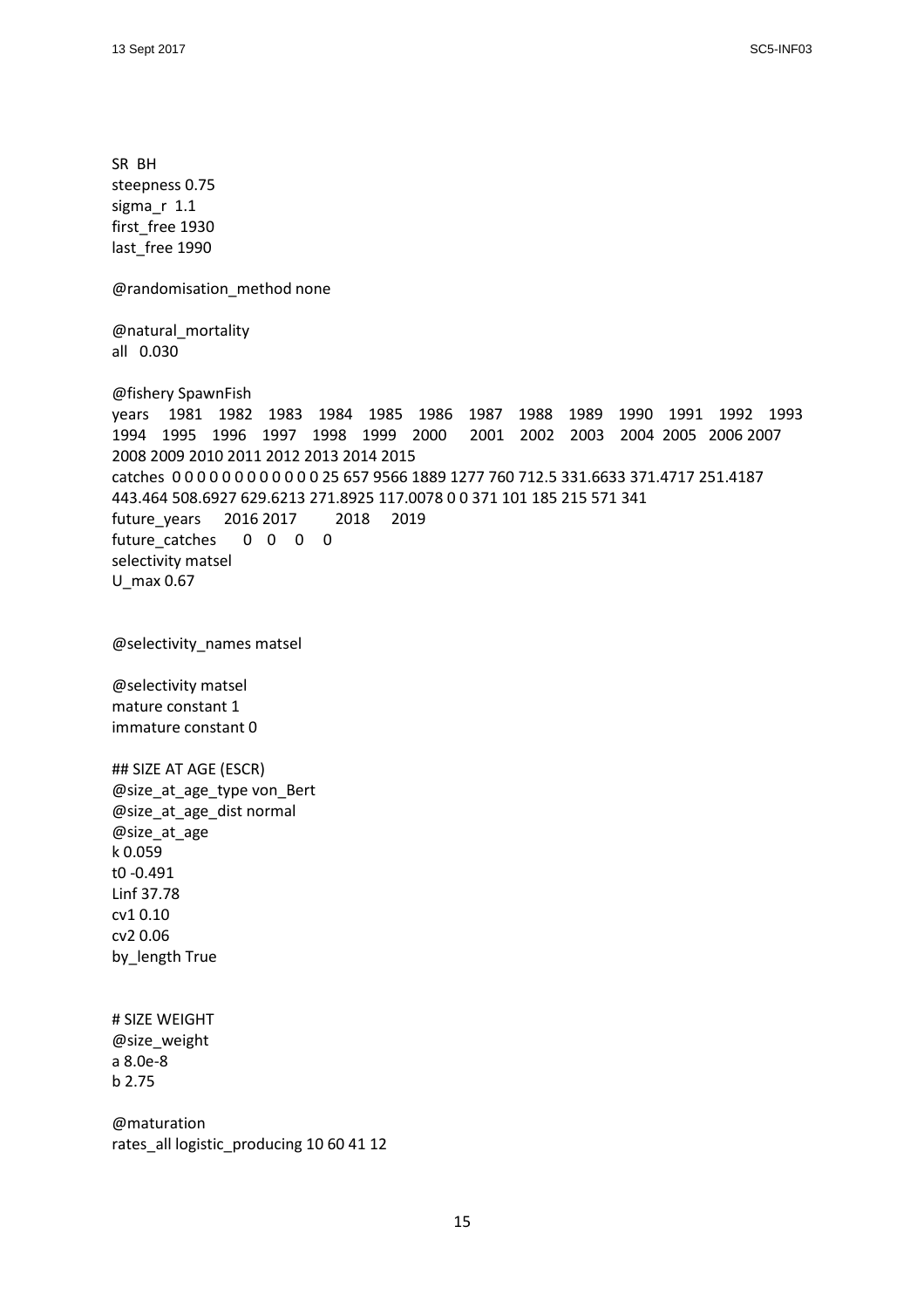```
SR BH
steepness 0.75
sigma_r 1.1
first_free 1930
last_free 1990

@randomisation_method none

@natural_mortality
all 0.030

@fishery SpawnFish
years 1981 1982 1983 1984 1985 1986 1987 1988 1989 1990 1991 1992 1993
1994 1995 1996 1997 1998 1999 2000 2001 2002 2003 2004 2005 2006 2007
2008 2009 2010 2011 2012 2013 2014 2015
catches 0 0 0 0 0 0 0 0 0 0 0 0 25 657 9566 1889 1277 760 712.5 331.6633 371.4717 251.4187
443.464 508.6927 629.6213 271.8925 117.0078 0 0 371 101 185 215 571 341
future_years 2016 2017 2018 2019
future_catches 0 0 0 0
selectivity matsel
U_max 0.67


@selectivity_names matsel

@selectivity matsel
mature constant 1
immature constant 0

## SIZE AT AGE (ESCR)
@size_at_age_type von_Bert
@size_at_age_dist normal
@size_at_age
k 0.059
t0 -0.491
Linf 37.78
cv1 0.10
cv2 0.06
by_length True


# SIZE WEIGHT
@size_weight
a 8.0e-8
b 2.75

@maturation
rates_all logistic_producing 10 60 41 12
```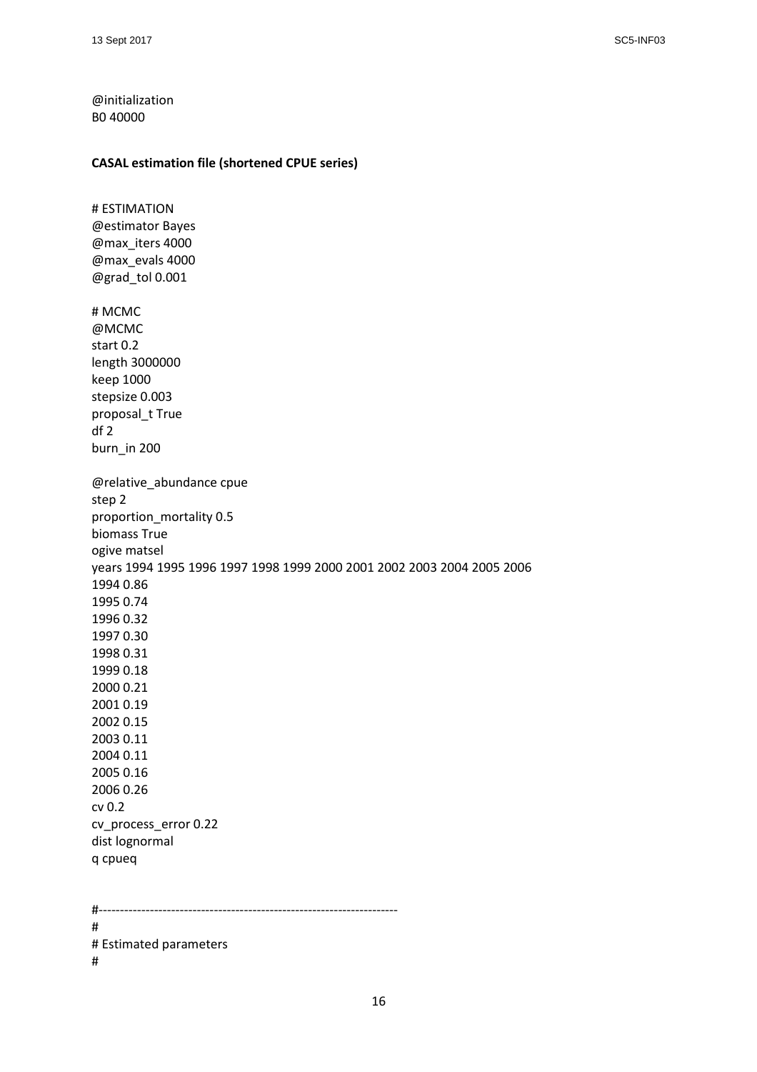@initialization
B0 40000

**CASAL estimation file (shortened CPUE series)**

```
# ESTIMATION
@estimator Bayes
@max_iters 4000
@max_evals 4000
@grad_tol 0.001

# MCMC
@MCMC
start 0.2
length 3000000
keep 1000
stepsize 0.003
proposal_t True
df 2
burn_in 200

@relative_abundance cpue
step 2
proportion_mortality 0.5
biomass True
ogive matsel
years 1994 1995 1996 1997 1998 1999 2000 2001 2002 2003 2004 2005 2006
1994 0.86
1995 0.74
1996 0.32
1997 0.30
1998 0.31
1999 0.18
2000 0.21
2001 0.19
2002 0.15
2003 0.11
2004 0.11
2005 0.16
2006 0.26
cv 0.2
cv_process_error 0.22
dist lognormal
q cpueq


#-----------------------------------------------------------------------
#
# Estimated parameters
#
```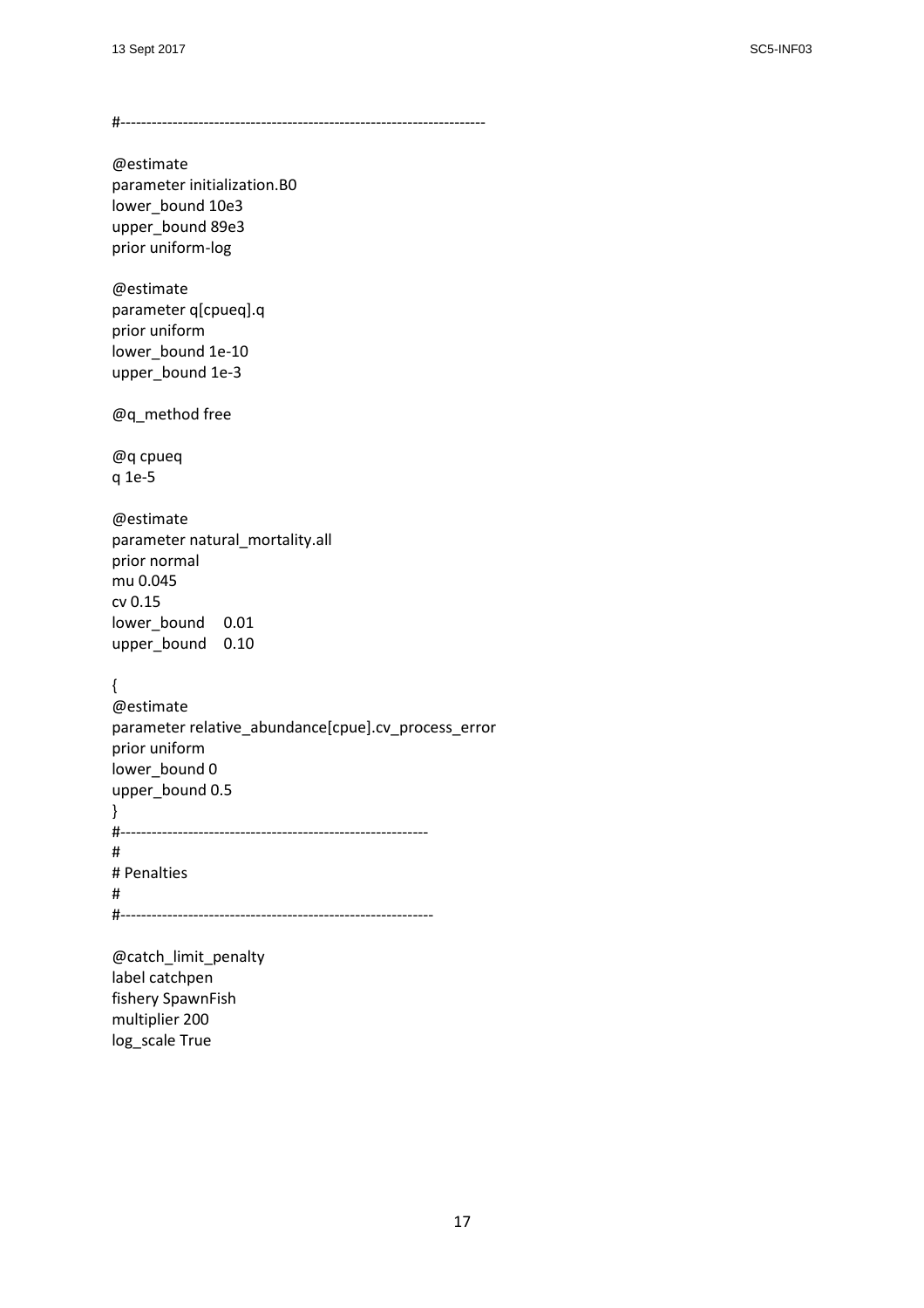```
#----------------------------------------------------------------------

@estimate
parameter initialization.B0
lower_bound 10e3
upper_bound 89e3
prior uniform-log

@estimate
parameter q[cpueq].q
prior uniform
lower_bound 1e-10
upper_bound 1e-3

@q_method free

@q cpueq
q 1e-5

@estimate
parameter natural_mortality.all
prior normal
mu 0.045
cv 0.15
lower_bound     0.01
upper_bound     0.10

{
@estimate
parameter relative_abundance[cpue].cv_process_error
prior uniform
lower_bound 0
upper_bound 0.5
}
#-----------------------------------------------------------
#
# Penalties
#
#------------------------------------------------------------

@catch_limit_penalty
label catchpen
fishery SpawnFish
multiplier 200
log_scale True
```